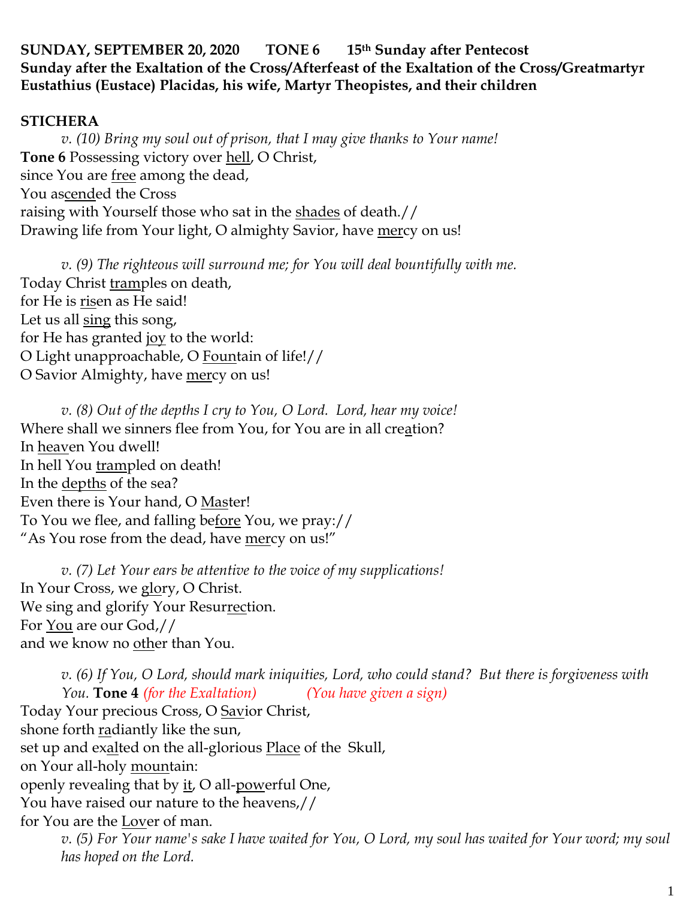**SUNDAY, SEPTEMBER 20, 2020 TONE 6 15th Sunday after Pentecost**
**Sunday after the Exaltation of the Cross/Afterfeast of the Exaltation of the Cross/Greatmartyr Eustathius (Eustace) Placidas, his wife, Martyr Theopistes, and their children**

**STICHERA**

*v. (10) Bring my soul out of prison, that I may give thanks to Your name!*
**Tone 6** Possessing victory over hell, O Christ,
since You are free among the dead,
You ascended the Cross
raising with Yourself those who sat in the shades of death.//
Drawing life from Your light, O almighty Savior, have mercy on us!

*v. (9) The righteous will surround me; for You will deal bountifully with me.*
Today Christ tramples on death,
for He is risen as He said!
Let us all sing this song,
for He has granted joy to the world:
O Light unapproachable, O Fountain of life!//
O Savior Almighty, have mercy on us!

*v. (8) Out of the depths I cry to You, O Lord. Lord, hear my voice!*
Where shall we sinners flee from You, for You are in all creation?
In heaven You dwell!
In hell You trampled on death!
In the depths of the sea?
Even there is Your hand, O Master!
To You we flee, and falling before You, we pray://
"As You rose from the dead, have mercy on us!"

*v. (7) Let Your ears be attentive to the voice of my supplications!*
In Your Cross, we glory, O Christ.
We sing and glorify Your Resurrection.
For You are our God,//
and we know no other than You.

*v. (6) If You, O Lord, should mark iniquities, Lord, who could stand? But there is forgiveness with You.* **Tone 4** *(for the Exaltation)* *(You have given a sign)*
Today Your precious Cross, O Savior Christ,
shone forth radiantly like the sun,
set up and exalted on the all-glorious Place of the Skull,
on Your all-holy mountain:
openly revealing that by it, O all-powerful One,
You have raised our nature to the heavens,//
for You are the Lover of man.

*v. (5) For Your name's sake I have waited for You, O Lord, my soul has waited for Your word; my soul has hoped on the Lord.*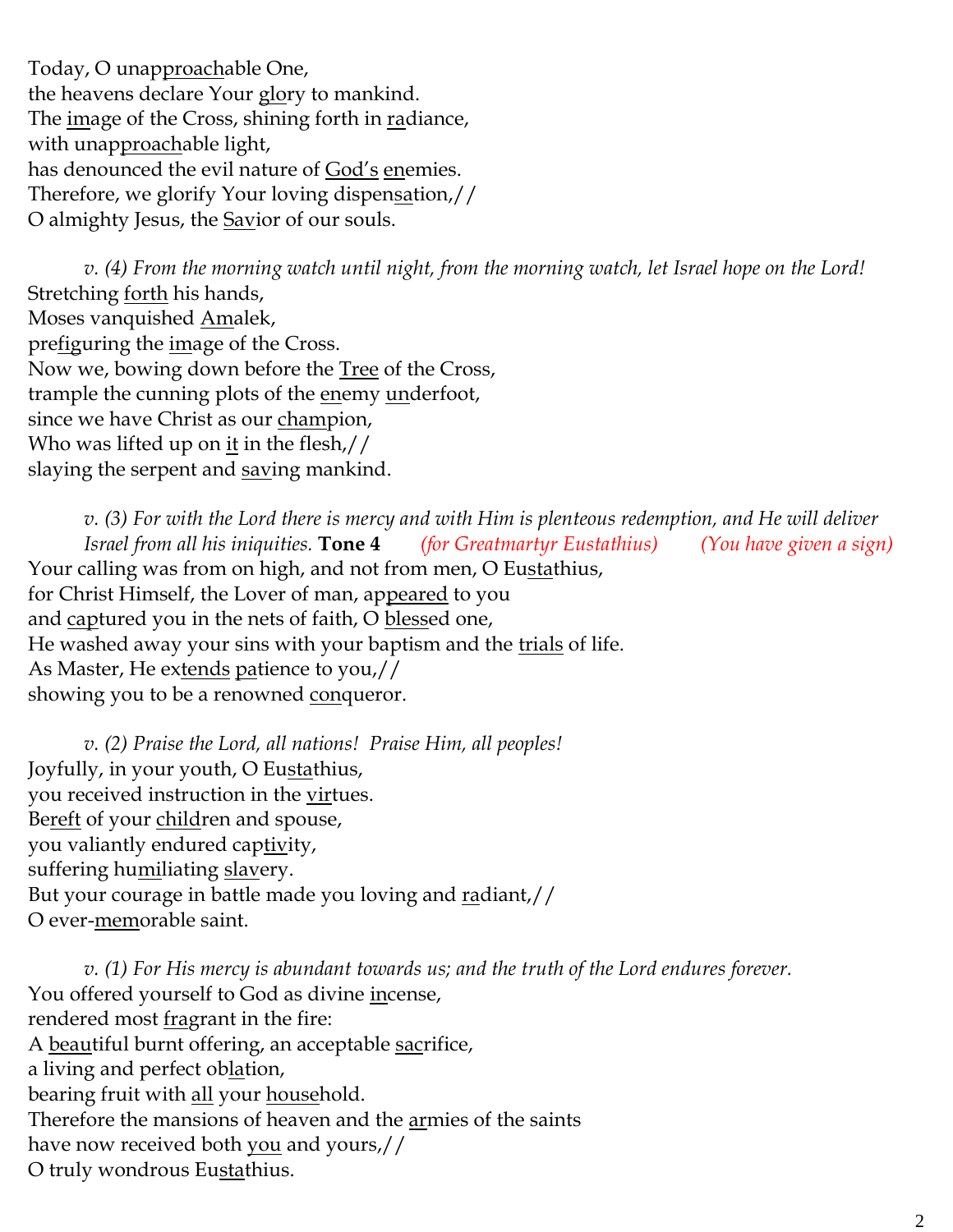Today, O unapproachable One,
the heavens declare Your glory to mankind.
The image of the Cross, shining forth in radiance,
with unapproachable light,
has denounced the evil nature of God's enemies.
Therefore, we glorify Your loving dispensation,//
O almighty Jesus, the Savior of our souls.

*v. (4) From the morning watch until night, from the morning watch, let Israel hope on the Lord!*

Stretching forth his hands,
Moses vanquished Amalek,
prefiguring the image of the Cross.
Now we, bowing down before the Tree of the Cross,
trample the cunning plots of the enemy underfoot,
since we have Christ as our champion,
Who was lifted up on it in the flesh,//
slaying the serpent and saving mankind.

*v. (3) For with the Lord there is mercy and with Him is plenteous redemption, and He will deliver Israel from all his iniquities.* **Tone 4** *(for Greatmartyr Eustathius)* *(You have given a sign)*

Your calling was from on high, and not from men, O Eustathius,
for Christ Himself, the Lover of man, appeared to you
and captured you in the nets of faith, O blessed one,
He washed away your sins with your baptism and the trials of life.
As Master, He extends patience to you,//
showing you to be a renowned conqueror.

*v. (2) Praise the Lord, all nations! Praise Him, all peoples!*

Joyfully, in your youth, O Eustathius,
you received instruction in the virtues.
Bereft of your children and spouse,
you valiantly endured captivity,
suffering humiliating slavery.
But your courage in battle made you loving and radiant,//
O ever-memorable saint.

*v. (1) For His mercy is abundant towards us; and the truth of the Lord endures forever.*

You offered yourself to God as divine incense,
rendered most fragrant in the fire:
A beautiful burnt offering, an acceptable sacrifice,
a living and perfect oblation,
bearing fruit with all your household.
Therefore the mansions of heaven and the armies of the saints
have now received both you and yours,//
O truly wondrous Eustathius.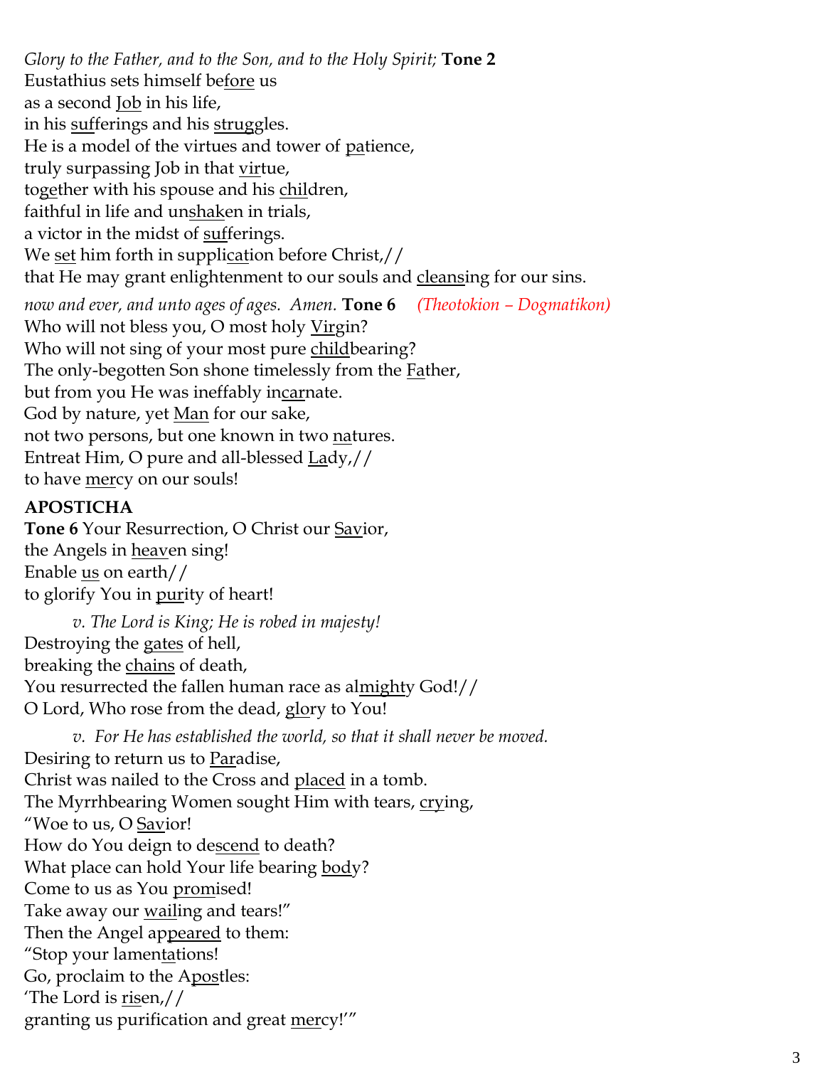*Glory to the Father, and to the Son, and to the Holy Spirit;* **Tone 2**
Eustathius sets himself before us
as a second Job in his life,
in his sufferings and his struggles.
He is a model of the virtues and tower of patience,
truly surpassing Job in that virtue,
together with his spouse and his children,
faithful in life and unshaken in trials,
a victor in the midst of sufferings.
We set him forth in supplication before Christ,//
that He may grant enlightenment to our souls and cleansing for our sins.

*now and ever, and unto ages of ages. Amen.* **Tone 6** *(Theotokion – Dogmatikon)*
Who will not bless you, O most holy Virgin?
Who will not sing of your most pure childbearing?
The only-begotten Son shone timelessly from the Father,
but from you He was ineffably incarnate.
God by nature, yet Man for our sake,
not two persons, but one known in two natures.
Entreat Him, O pure and all-blessed Lady,//
to have mercy on our souls!

**APOSTICHA**

**Tone 6** Your Resurrection, O Christ our Savior,
the Angels in heaven sing!
Enable us on earth//
to glorify You in purity of heart!

*v. The Lord is King; He is robed in majesty!*

Destroying the gates of hell,
breaking the chains of death,
You resurrected the fallen human race as almighty God!//
O Lord, Who rose from the dead, glory to You!

*v. For He has established the world, so that it shall never be moved.*

Desiring to return us to Paradise,
Christ was nailed to the Cross and placed in a tomb.
The Myrrhbearing Women sought Him with tears, crying,
"Woe to us, O Savior!
How do You deign to descend to death?
What place can hold Your life bearing body?
Come to us as You promised!
Take away our wailing and tears!"
Then the Angel appeared to them:
"Stop your lamentations!
Go, proclaim to the Apostles:
'The Lord is risen,//
granting us purification and great mercy!'"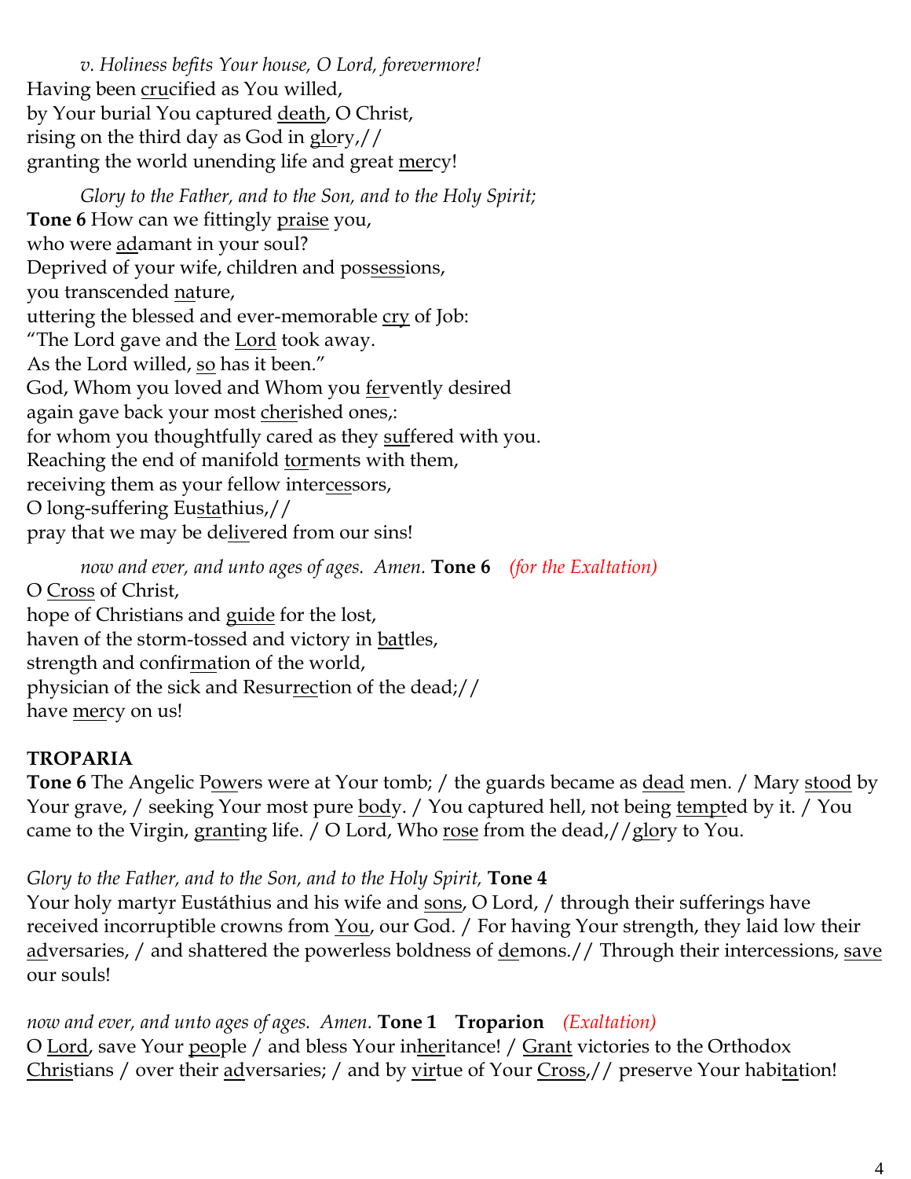*v. Holiness befits Your house, O Lord, forevermore!*
Having been crucified as You willed,
by Your burial You captured death, O Christ,
rising on the third day as God in glory,//
granting the world unending life and great mercy!

*Glory to the Father, and to the Son, and to the Holy Spirit;*
**Tone 6** How can we fittingly praise you,
who were adamant in your soul?
Deprived of your wife, children and possessions,
you transcended nature,
uttering the blessed and ever-memorable cry of Job:
"The Lord gave and the Lord took away.
As the Lord willed, so has it been."
God, Whom you loved and Whom you fervently desired
again gave back your most cherished ones,:
for whom you thoughtfully cared as they suffered with you.
Reaching the end of manifold torments with them,
receiving them as your fellow intercessors,
O long-suffering Eustathius,//
pray that we may be delivered from our sins!

*now and ever, and unto ages of ages. Amen.* **Tone 6** *(for the Exaltation)*
O Cross of Christ,
hope of Christians and guide for the lost,
haven of the storm-tossed and victory in battles,
strength and confirmation of the world,
physician of the sick and Resurrection of the dead;//
have mercy on us!

**TROPARIA**

**Tone 6** The Angelic Powers were at Your tomb; / the guards became as dead men. / Mary stood by Your grave, / seeking Your most pure body. / You captured hell, not being tempted by it. / You came to the Virgin, granting life. / O Lord, Who rose from the dead,//glory to You.

*Glory to the Father, and to the Son, and to the Holy Spirit,* **Tone 4**
Your holy martyr Eustáthius and his wife and sons, O Lord, / through their sufferings have received incorruptible crowns from You, our God. / For having Your strength, they laid low their adversaries, / and shattered the powerless boldness of demons.// Through their intercessions, save our souls!

*now and ever, and unto ages of ages. Amen.* **Tone 1 Troparion** *(Exaltation)*
O Lord, save Your people / and bless Your inheritance! / Grant victories to the Orthodox Christians / over their adversaries; / and by virtue of Your Cross,// preserve Your habitation!